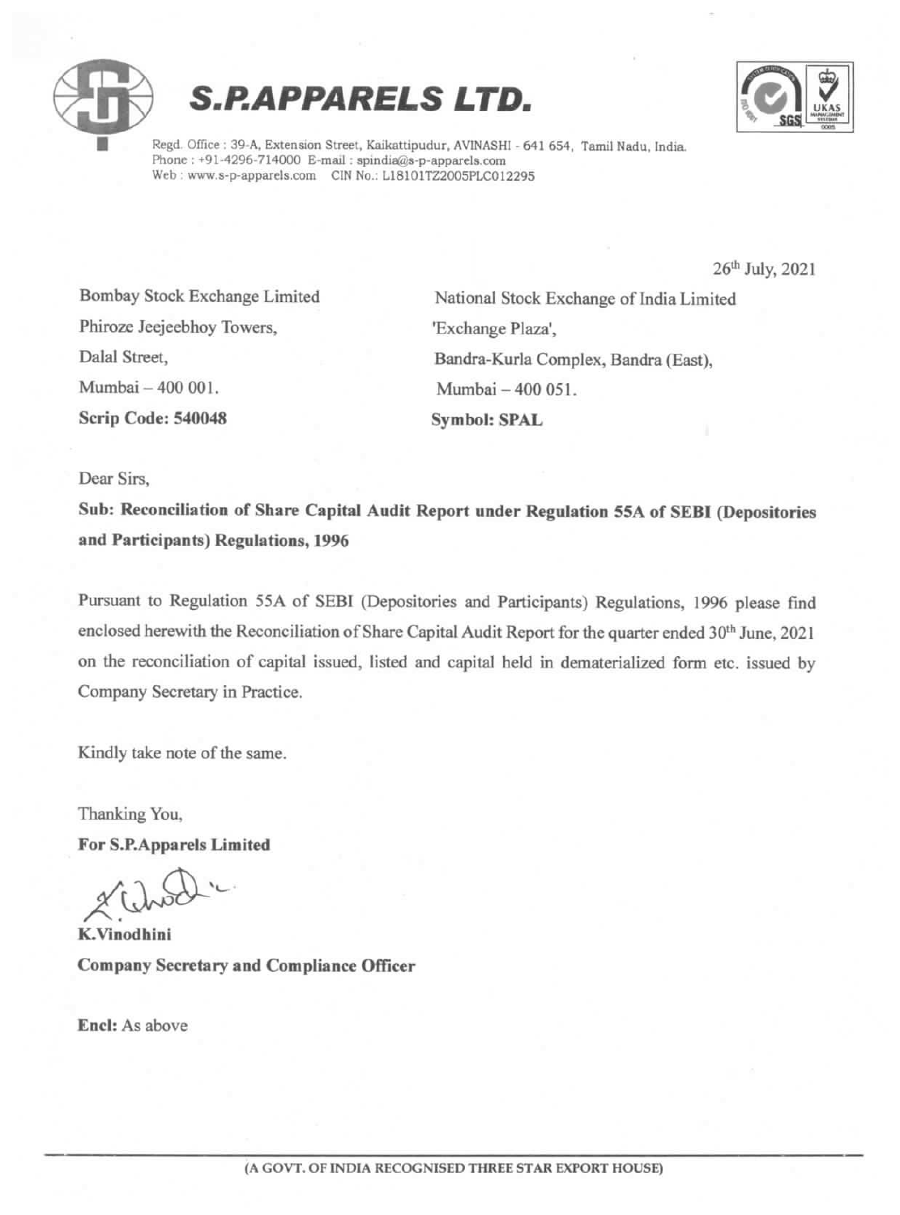# S.P.APPARELS LTD.

Regd. Office : 39-A, Extension Street, Kaikattipudur, AVINASHI - 641 654, Tamil Nadu, India.
Phone : +91-4296-714000 E-mail : spindia@s-p-apparels.com
Web : www.s-p-apparels.com CIN No.: L18101TZ2005PLC012295

26th July, 2021

| Bombay Stock Exchange Limited | National Stock Exchange of India Limited |
|---|---|
| Phiroze Jeejeebhoy Towers, | 'Exchange Plaza', |
| Dalal Street, | Bandra-Kurla Complex, Bandra (East), |
| Mumbai – 400 001. | Mumbai – 400 051. |
| **Scrip Code: 540048** | **Symbol: SPAL** |

Dear Sirs,

**Sub: Reconciliation of Share Capital Audit Report under Regulation 55A of SEBI (Depositories and Participants) Regulations, 1996**

Pursuant to Regulation 55A of SEBI (Depositories and Participants) Regulations, 1996 please find enclosed herewith the Reconciliation of Share Capital Audit Report for the quarter ended 30th June, 2021 on the reconciliation of capital issued, listed and capital held in dematerialized form etc. issued by Company Secretary in Practice.

Kindly take note of the same.

Thanking You,

**For S.P.Apparels Limited**

**K.Vinodhini**
**Company Secretary and Compliance Officer**

**Encl:** As above

(A GOVT. OF INDIA RECOGNISED THREE STAR EXPORT HOUSE)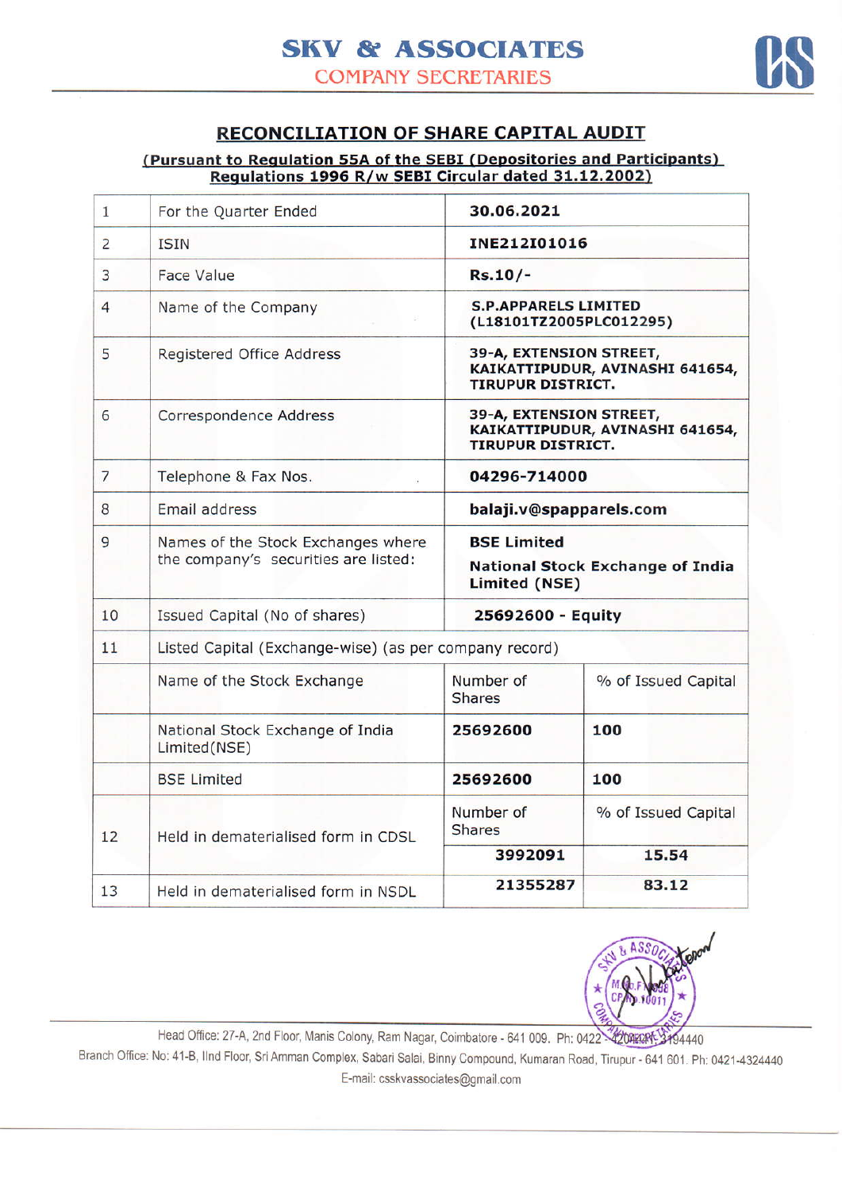# SKV & ASSOCIATES

## COMPANY SECRETARIES

## RECONCILIATION OF SHARE CAPITAL AUDIT

**(Pursuant to Regulation 55A of the SEBI (Depositories and Participants) Regulations 1996 R/w SEBI Circular dated 31.12.2002)**

| | | | |
|---|---|---|---|
| 1 | For the Quarter Ended | **30.06.2021** | |
| 2 | ISIN | **INE212I01016** | |
| 3 | Face Value | **Rs.10/-** | |
| 4 | Name of the Company | **S.P.APPARELS LIMITED (L18101TZ2005PLC012295)** | |
| 5 | Registered Office Address | **39-A, EXTENSION STREET, KAIKATTIPUDUR, AVINASHI 641654, TIRUPUR DISTRICT.** | |
| 6 | Correspondence Address | **39-A, EXTENSION STREET, KAIKATTIPUDUR, AVINASHI 641654, TIRUPUR DISTRICT.** | |
| 7 | Telephone & Fax Nos. | **04296-714000** | |
| 8 | Email address | **balaji.v@spapparels.com** | |
| 9 | Names of the Stock Exchanges where the company's securities are listed: | **BSE Limited**<br>**National Stock Exchange of India Limited (NSE)** | |
| 10 | Issued Capital (No of shares) | **25692600 - Equity** | |
| 11 | Listed Capital (Exchange-wise) (as per company record) | | |
| | Name of the Stock Exchange | Number of Shares | % of Issued Capital |
| | National Stock Exchange of India Limited(NSE) | **25692600** | **100** |
| | BSE Limited | **25692600** | **100** |
| 12 | Held in dematerialised form in CDSL | Number of Shares | % of Issued Capital |
| | | **3992091** | **15.54** |
| 13 | Held in dematerialised form in NSDL | **21355287** | **83.12** |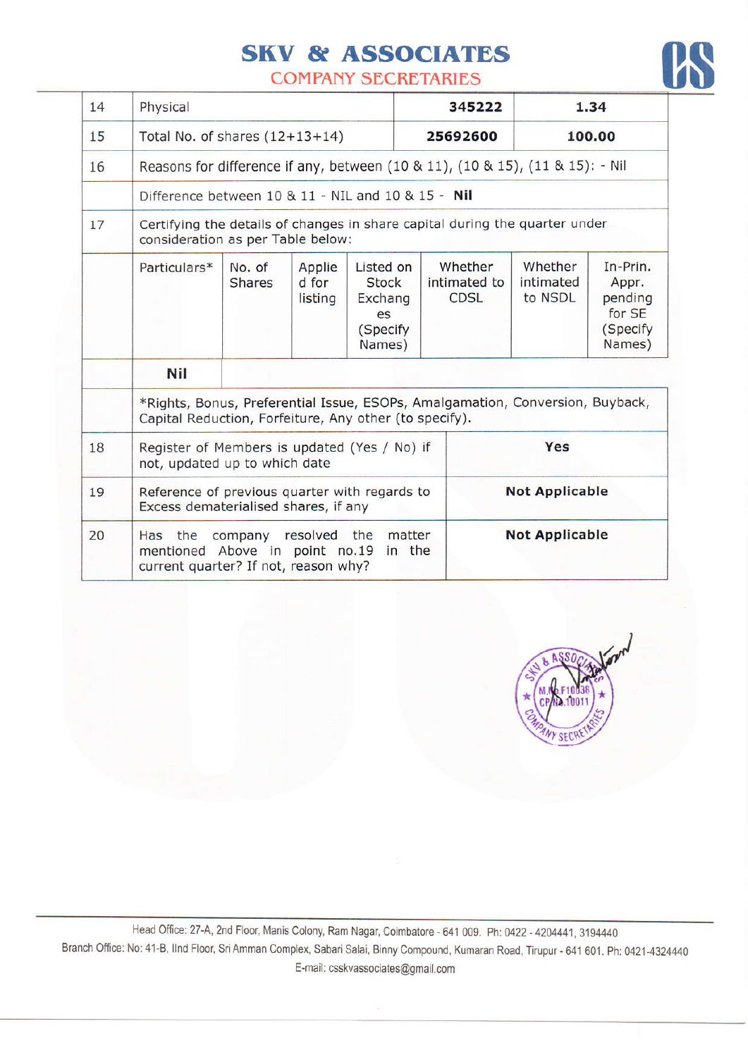| 14 | Physical | | | | 345222 | | 1.34 |
|---|---|---|---|---|---|---|---|
| 15 | Total No. of shares (12+13+14) | | | | 25692600 | | 100.00 |
| 16 | Reasons for difference if any, between (10 & 11), (10 & 15), (11 & 15): - Nil | | | | | | |
| | Difference between 10 & 11 - NIL and 10 & 15 - **Nil** | | | | | | |
| 17 | Certifying the details of changes in share capital during the quarter under consideration as per Table below: | | | | | | |
| | Particulars* | No. of Shares | Applied for listing | Listed on Stock Exchanges (Specify Names) | Whether intimated to CDSL | Whether intimated to NSDL | In-Prin. Appr. pending for SE (Specify Names) |
| | **Nil** | | | | | | |
| | *Rights, Bonus, Preferential Issue, ESOPs, Amalgamation, Conversion, Buyback, Capital Reduction, Forfeiture, Any other (to specify). | | | | | | |
| 18 | Register of Members is updated (Yes / No) if not, updated up to which date | | | **Yes** | | | |
| 19 | Reference of previous quarter with regards to Excess dematerialised shares, if any | | | **Not Applicable** | | | |
| 20 | Has the company resolved the matter mentioned Above in point no.19 in the current quarter? If not, reason why? | | | **Not Applicable** | | | |

SKV & ASSOCIATES COMPANY SECRETARIES M.No.F10038 CP No.10011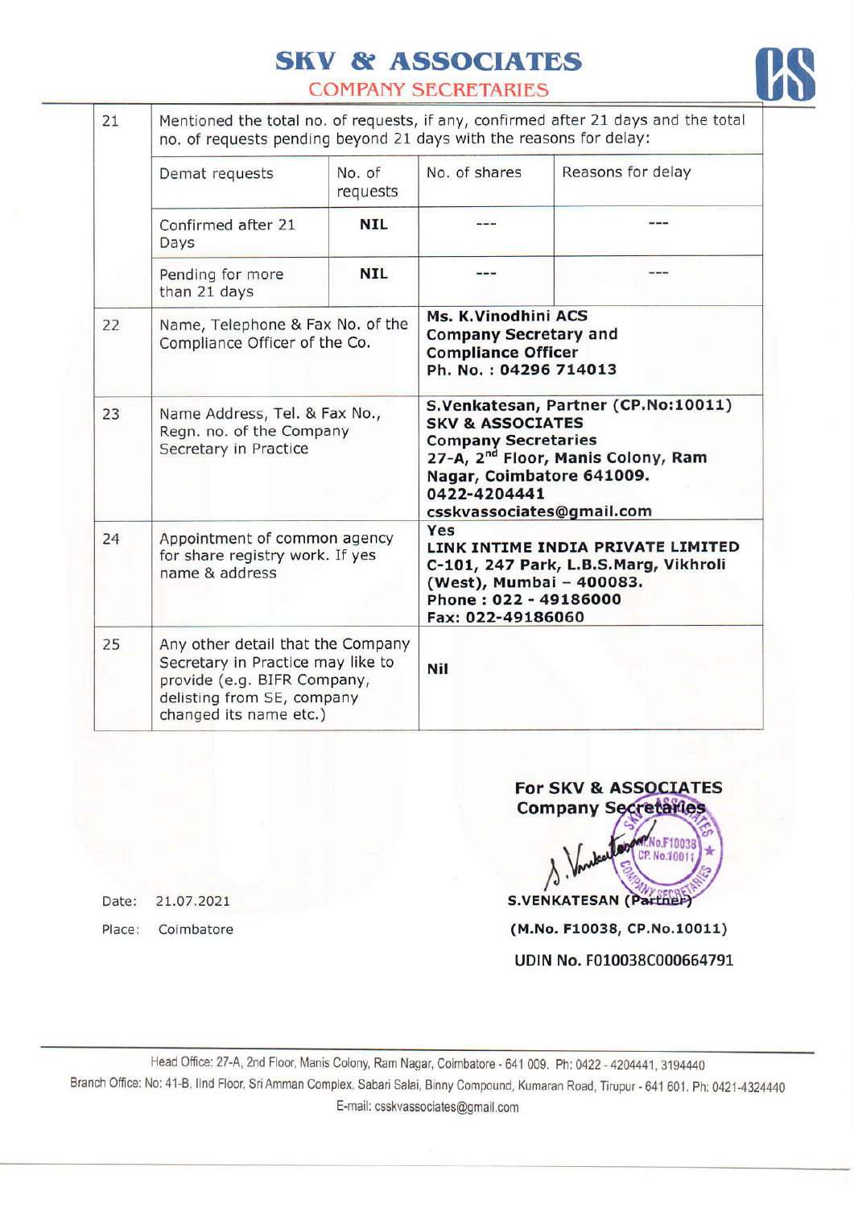# SKV & ASSOCIATES

## COMPANY SECRETARIES

| | | | | | |
|---|---|---|---|---|---|
| 21 | Mentioned the total no. of requests, if any, confirmed after 21 days and the total no. of requests pending beyond 21 days with the reasons for delay: | | | | |
| | Demat requests | No. of requests | No. of shares | Reasons for delay | |
| | Confirmed after 21 Days | **NIL** | --- | --- | |
| | Pending for more than 21 days | **NIL** | --- | --- | |
| 22 | Name, Telephone & Fax No. of the Compliance Officer of the Co. | | **Ms. K.Vinodhini ACS Company Secretary and Compliance Officer Ph. No. : 04296 714013** | | |
| 23 | Name Address, Tel. & Fax No., Regn. no. of the Company Secretary in Practice | | **S.Venkatesan, Partner (CP.No:10011) SKV & ASSOCIATES Company Secretaries 27-A, 2nd Floor, Manis Colony, Ram Nagar, Coimbatore 641009. 0422-4204441 csskvassociates@gmail.com** | | |
| 24 | Appointment of common agency for share registry work. If yes name & address | | **Yes LINK INTIME INDIA PRIVATE LIMITED C-101, 247 Park, L.B.S.Marg, Vikhroli (West), Mumbai – 400083. Phone : 022 - 49186000 Fax: 022-49186060** | | |
| 25 | Any other detail that the Company Secretary in Practice may like to provide (e.g. BIFR Company, delisting from SE, company changed its name etc.) | | **Nil** | | |

**For SKV & ASSOCIATES**
**Company Secretaries**

S.Venkatesan

**S.VENKATESAN (Partner)**
**(M.No. F10038, CP.No.10011)**
**UDIN No. F010038C000664791**

Date: 21.07.2021
Place: Coimbatore

Head Office: 27-A, 2nd Floor, Manis Colony, Ram Nagar, Coimbatore - 641 009. Ph: 0422 - 4204441, 3194440
Branch Office: No: 41-B, IInd Floor, Sri Amman Complex, Sabari Salai, Binny Compound, Kumaran Road, Tirupur - 641 601. Ph: 0421-4324440
E-mail: csskvassociates@gmail.com